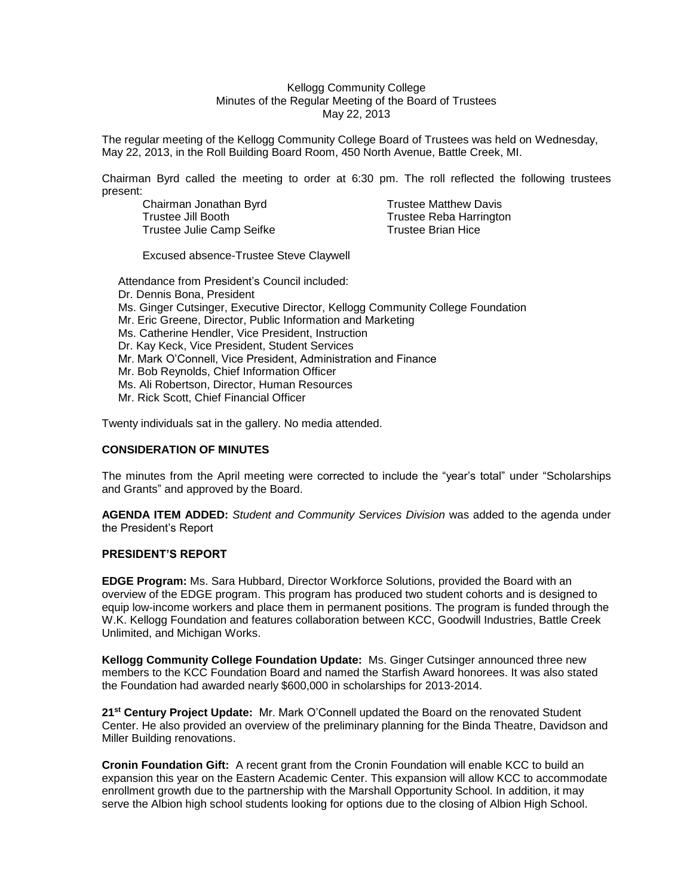Kellogg Community College
Minutes of the Regular Meeting of the Board of Trustees
May 22, 2013

The regular meeting of the Kellogg Community College Board of Trustees was held on Wednesday, May 22, 2013, in the Roll Building Board Room, 450 North Avenue, Battle Creek, MI.

Chairman Byrd called the meeting to order at 6:30 pm. The roll reflected the following trustees present:

Chairman Jonathan Byrd
Trustee Jill Booth
Trustee Julie Camp Seifke
Trustee Matthew Davis
Trustee Reba Harrington
Trustee Brian Hice

Excused absence-Trustee Steve Claywell

Attendance from President's Council included:
Dr. Dennis Bona, President
Ms. Ginger Cutsinger, Executive Director, Kellogg Community College Foundation
Mr. Eric Greene, Director, Public Information and Marketing
Ms. Catherine Hendler, Vice President, Instruction
Dr. Kay Keck, Vice President, Student Services
Mr. Mark O'Connell, Vice President, Administration and Finance
Mr. Bob Reynolds, Chief Information Officer
Ms. Ali Robertson, Director, Human Resources
Mr. Rick Scott, Chief Financial Officer

Twenty individuals sat in the gallery. No media attended.

**CONSIDERATION OF MINUTES**

The minutes from the April meeting were corrected to include the "year's total" under "Scholarships and Grants" and approved by the Board.

**AGENDA ITEM ADDED:** *Student and Community Services Division* was added to the agenda under the President's Report

**PRESIDENT'S REPORT**

**EDGE Program:** Ms. Sara Hubbard, Director Workforce Solutions, provided the Board with an overview of the EDGE program. This program has produced two student cohorts and is designed to equip low-income workers and place them in permanent positions. The program is funded through the W.K. Kellogg Foundation and features collaboration between KCC, Goodwill Industries, Battle Creek Unlimited, and Michigan Works.

**Kellogg Community College Foundation Update:** Ms. Ginger Cutsinger announced three new members to the KCC Foundation Board and named the Starfish Award honorees. It was also stated the Foundation had awarded nearly $600,000 in scholarships for 2013-2014.

**21st Century Project Update:** Mr. Mark O'Connell updated the Board on the renovated Student Center. He also provided an overview of the preliminary planning for the Binda Theatre, Davidson and Miller Building renovations.

**Cronin Foundation Gift:** A recent grant from the Cronin Foundation will enable KCC to build an expansion this year on the Eastern Academic Center. This expansion will allow KCC to accommodate enrollment growth due to the partnership with the Marshall Opportunity School. In addition, it may serve the Albion high school students looking for options due to the closing of Albion High School.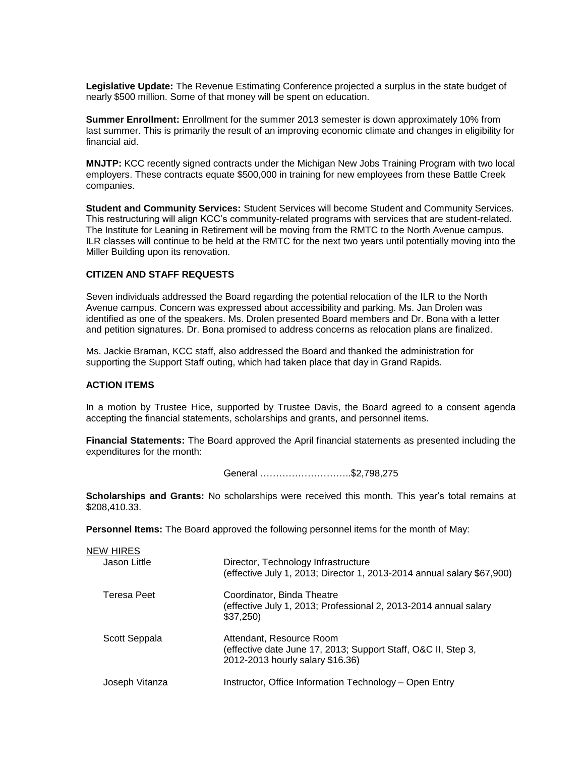**Legislative Update:** The Revenue Estimating Conference projected a surplus in the state budget of nearly $500 million. Some of that money will be spent on education.

**Summer Enrollment:** Enrollment for the summer 2013 semester is down approximately 10% from last summer. This is primarily the result of an improving economic climate and changes in eligibility for financial aid.

**MNJTP:** KCC recently signed contracts under the Michigan New Jobs Training Program with two local employers. These contracts equate $500,000 in training for new employees from these Battle Creek companies.

**Student and Community Services:** Student Services will become Student and Community Services. This restructuring will align KCC's community-related programs with services that are student-related. The Institute for Leaning in Retirement will be moving from the RMTC to the North Avenue campus. ILR classes will continue to be held at the RMTC for the next two years until potentially moving into the Miller Building upon its renovation.

### CITIZEN AND STAFF REQUESTS

Seven individuals addressed the Board regarding the potential relocation of the ILR to the North Avenue campus. Concern was expressed about accessibility and parking. Ms. Jan Drolen was identified as one of the speakers. Ms. Drolen presented Board members and Dr. Bona with a letter and petition signatures. Dr. Bona promised to address concerns as relocation plans are finalized.

Ms. Jackie Braman, KCC staff, also addressed the Board and thanked the administration for supporting the Support Staff outing, which had taken place that day in Grand Rapids.

### ACTION ITEMS

In a motion by Trustee Hice, supported by Trustee Davis, the Board agreed to a consent agenda accepting the financial statements, scholarships and grants, and personnel items.

**Financial Statements:** The Board approved the April financial statements as presented including the expenditures for the month:

General ………………………..$2,798,275

**Scholarships and Grants:** No scholarships were received this month. This year's total remains at $208,410.33.

**Personnel Items:** The Board approved the following personnel items for the month of May:

NEW HIRES

| | |
|---|---|
| Jason Little | Director, Technology Infrastructure (effective July 1, 2013; Director 1, 2013-2014 annual salary $67,900) |
| Teresa Peet | Coordinator, Binda Theatre (effective July 1, 2013; Professional 2, 2013-2014 annual salary $37,250) |
| Scott Seppala | Attendant, Resource Room (effective date June 17, 2013; Support Staff, O&C II, Step 3, 2012-2013 hourly salary $16.36) |
| Joseph Vitanza | Instructor, Office Information Technology – Open Entry |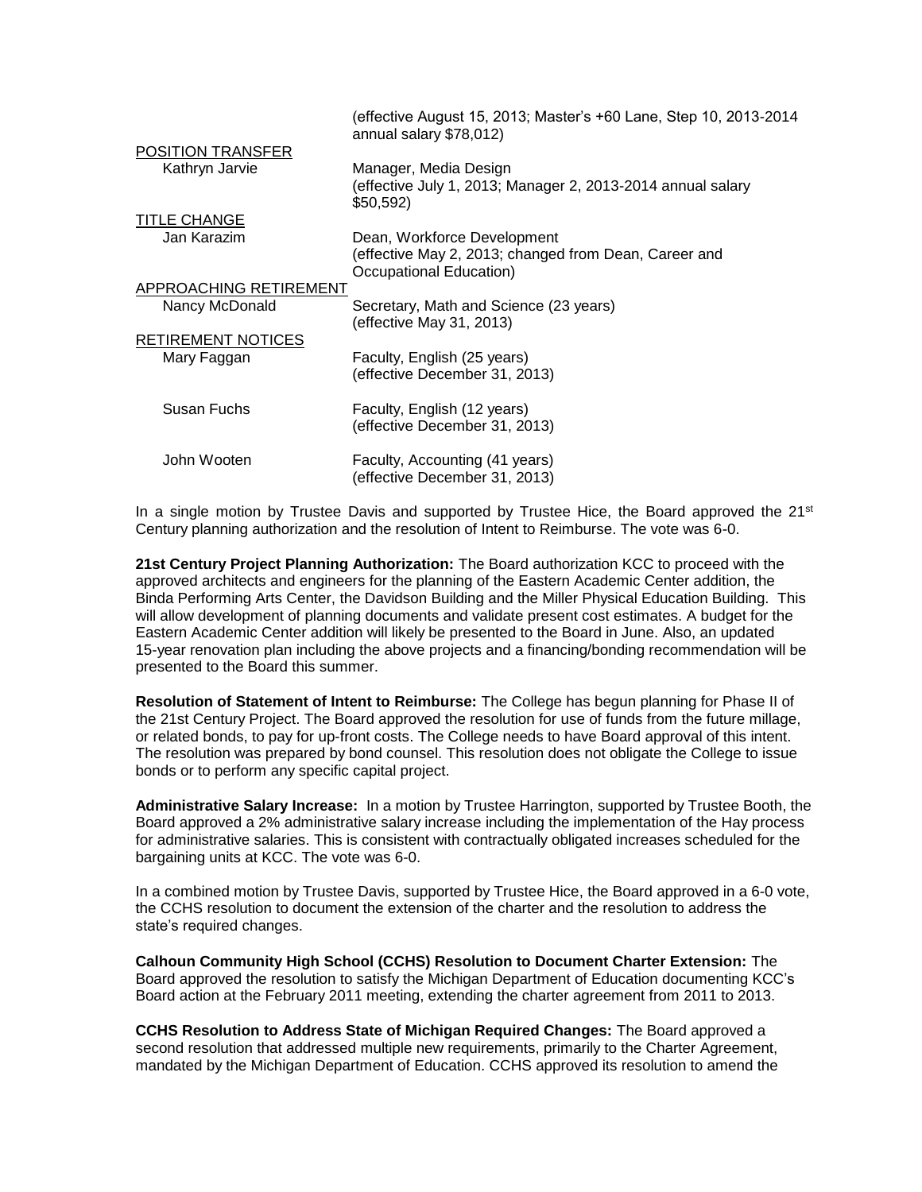(effective August 15, 2013; Master's +60 Lane, Step 10, 2013-2014 annual salary $78,012)

<u>POSITION TRANSFER</u>

Kathryn Jarvie — Manager, Media Design
(effective July 1, 2013; Manager 2, 2013-2014 annual salary $50,592)

<u>TITLE CHANGE</u>

Jan Karazim — Dean, Workforce Development
(effective May 2, 2013; changed from Dean, Career and Occupational Education)

<u>APPROACHING RETIREMENT</u>

Nancy McDonald — Secretary, Math and Science (23 years)
(effective May 31, 2013)

<u>RETIREMENT NOTICES</u>

Mary Faggan — Faculty, English (25 years)
(effective December 31, 2013)

Susan Fuchs — Faculty, English (12 years)
(effective December 31, 2013)

John Wooten — Faculty, Accounting (41 years)
(effective December 31, 2013)

In a single motion by Trustee Davis and supported by Trustee Hice, the Board approved the 21st Century planning authorization and the resolution of Intent to Reimburse. The vote was 6-0.

**21st Century Project Planning Authorization:** The Board authorization KCC to proceed with the approved architects and engineers for the planning of the Eastern Academic Center addition, the Binda Performing Arts Center, the Davidson Building and the Miller Physical Education Building. This will allow development of planning documents and validate present cost estimates. A budget for the Eastern Academic Center addition will likely be presented to the Board in June. Also, an updated 15-year renovation plan including the above projects and a financing/bonding recommendation will be presented to the Board this summer.

**Resolution of Statement of Intent to Reimburse:** The College has begun planning for Phase II of the 21st Century Project. The Board approved the resolution for use of funds from the future millage, or related bonds, to pay for up-front costs. The College needs to have Board approval of this intent. The resolution was prepared by bond counsel. This resolution does not obligate the College to issue bonds or to perform any specific capital project.

**Administrative Salary Increase:** In a motion by Trustee Harrington, supported by Trustee Booth, the Board approved a 2% administrative salary increase including the implementation of the Hay process for administrative salaries. This is consistent with contractually obligated increases scheduled for the bargaining units at KCC. The vote was 6-0.

In a combined motion by Trustee Davis, supported by Trustee Hice, the Board approved in a 6-0 vote, the CCHS resolution to document the extension of the charter and the resolution to address the state's required changes.

**Calhoun Community High School (CCHS) Resolution to Document Charter Extension:** The Board approved the resolution to satisfy the Michigan Department of Education documenting KCC's Board action at the February 2011 meeting, extending the charter agreement from 2011 to 2013.

**CCHS Resolution to Address State of Michigan Required Changes:** The Board approved a second resolution that addressed multiple new requirements, primarily to the Charter Agreement, mandated by the Michigan Department of Education. CCHS approved its resolution to amend the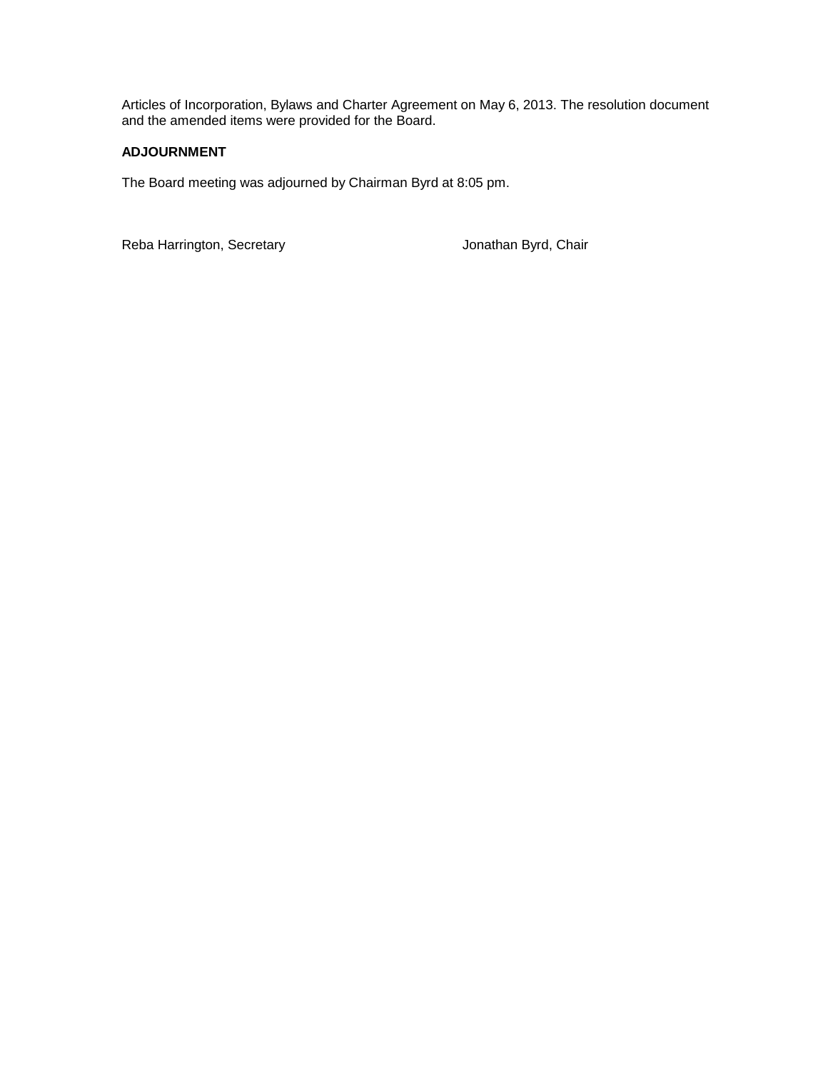Articles of Incorporation, Bylaws and Charter Agreement on May 6, 2013. The resolution document and the amended items were provided for the Board.

**ADJOURNMENT**

The Board meeting was adjourned by Chairman Byrd at 8:05 pm.

Reba Harrington, Secretary

Jonathan Byrd, Chair